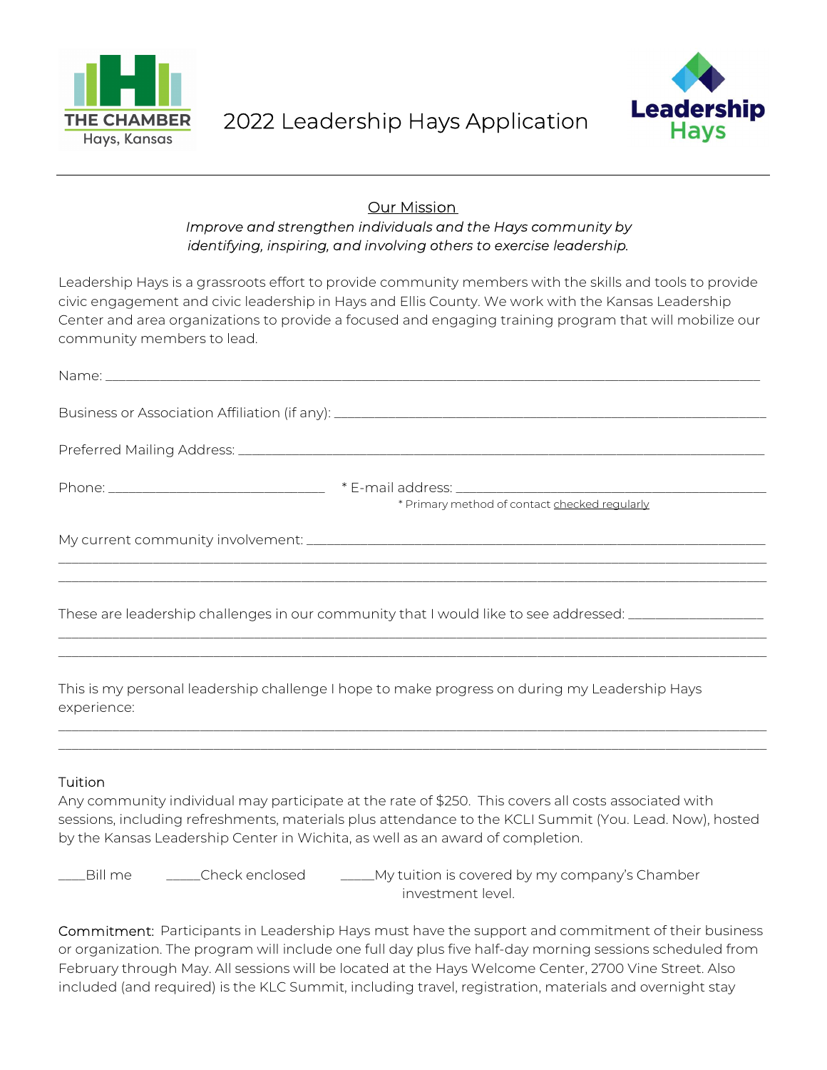THE CHAMBER
Hays, Kansas

# 2022 Leadership Hays Application

Leadership Hays

---

## Our Mission

*Improve and strengthen individuals and the Hays community by identifying, inspiring, and involving others to exercise leadership.*

Leadership Hays is a grassroots effort to provide community members with the skills and tools to provide civic engagement and civic leadership in Hays and Ellis County. We work with the Kansas Leadership Center and area organizations to provide a focused and engaging training program that will mobilize our community members to lead.

Name: ______________________________________________________________________________

Business or Association Affiliation (if any): ___________________________________________________

Preferred Mailing Address: _______________________________________________________________

Phone: ___________________________ * E-mail address: ________________________________________

\* Primary method of contact checked regularly

My current community involvement: ________________________________________________________

______________________________________________________________________________________

______________________________________________________________________________________

These are leadership challenges in our community that I would like to see addressed: _______________

______________________________________________________________________________________

______________________________________________________________________________________

This is my personal leadership challenge I hope to make progress on during my Leadership Hays experience:

______________________________________________________________________________________

______________________________________________________________________________________

### Tuition

Any community individual may participate at the rate of $250. This covers all costs associated with sessions, including refreshments, materials plus attendance to the KCLI Summit (You. Lead. Now), hosted by the Kansas Leadership Center in Wichita, as well as an award of completion.

____Bill me     _____Check enclosed     _____My tuition is covered by my company's Chamber investment level.

**Commitment:** Participants in Leadership Hays must have the support and commitment of their business or organization. The program will include one full day plus five half-day morning sessions scheduled from February through May. All sessions will be located at the Hays Welcome Center, 2700 Vine Street. Also included (and required) is the KLC Summit, including travel, registration, materials and overnight stay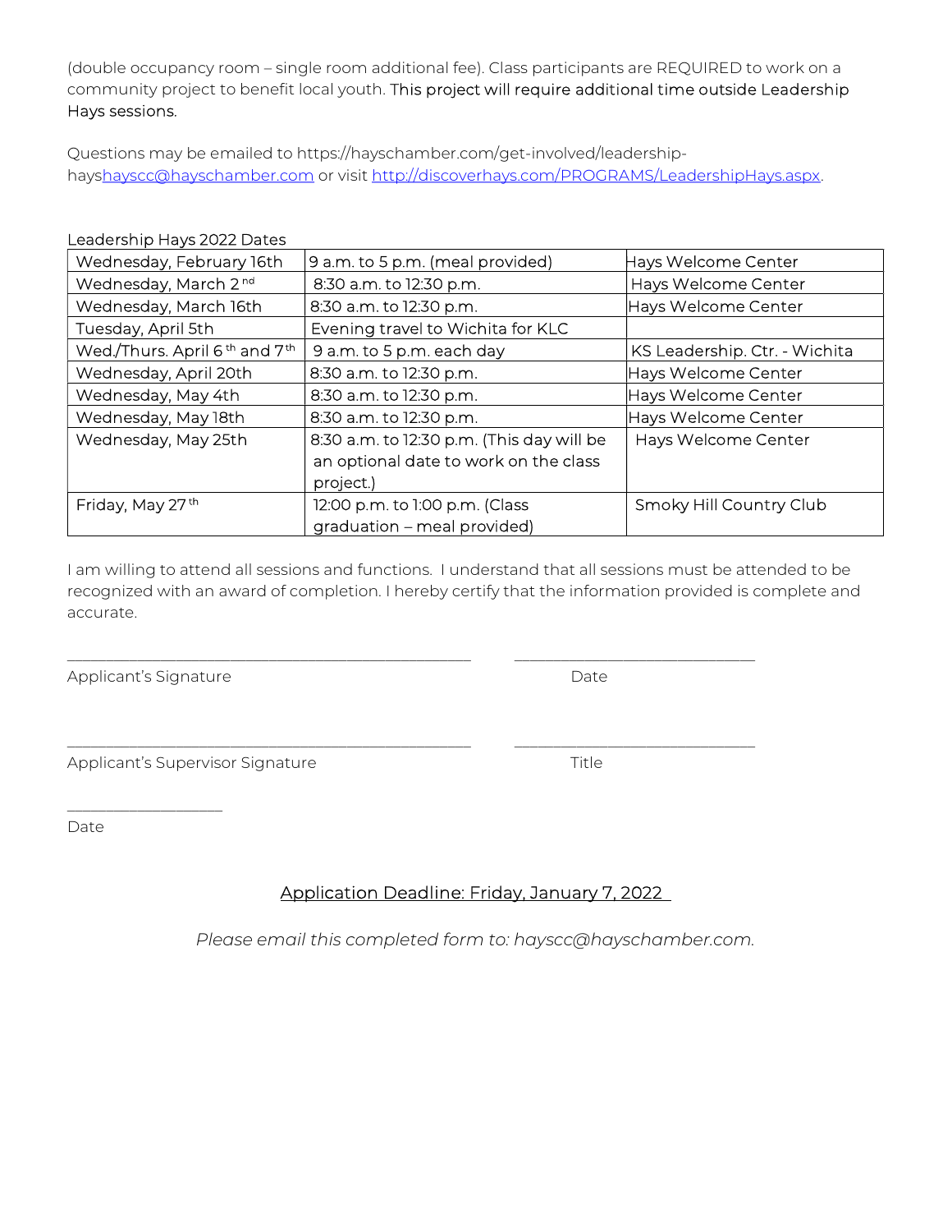(double occupancy room – single room additional fee). Class participants are REQUIRED to work on a community project to benefit local youth. This project will require additional time outside Leadership Hays sessions.

Questions may be emailed to https://hayschamber.com/get-involved/leadership-hayshayscc@hayschamber.com or visit http://discoverhays.com/PROGRAMS/LeadershipHays.aspx.

Leadership Hays 2022 Dates

| | | |
|---|---|---|
| Wednesday, February 16th | 9 a.m. to 5 p.m. (meal provided) | Hays Welcome Center |
| Wednesday, March 2nd | 8:30 a.m. to 12:30 p.m. | Hays Welcome Center |
| Wednesday, March 16th | 8:30 a.m. to 12:30 p.m. | Hays Welcome Center |
| Tuesday, April 5th | Evening travel to Wichita for KLC | |
| Wed./Thurs. April 6th and 7th | 9 a.m. to 5 p.m. each day | KS Leadership. Ctr. - Wichita |
| Wednesday, April 20th | 8:30 a.m. to 12:30 p.m. | Hays Welcome Center |
| Wednesday, May 4th | 8:30 a.m. to 12:30 p.m. | Hays Welcome Center |
| Wednesday, May 18th | 8:30 a.m. to 12:30 p.m. | Hays Welcome Center |
| Wednesday, May 25th | 8:30 a.m. to 12:30 p.m. (This day will be an optional date to work on the class project.) | Hays Welcome Center |
| Friday, May 27th | 12:00 p.m. to 1:00 p.m. (Class graduation – meal provided) | Smoky Hill Country Club |

I am willing to attend all sessions and functions. I understand that all sessions must be attended to be recognized with an award of completion. I hereby certify that the information provided is complete and accurate.

\_\_\_\_\_\_\_\_\_\_\_\_\_\_\_\_\_\_\_\_\_\_\_\_\_\_\_\_\_\_\_\_\_\_\_\_\_\_\_\_ \_\_\_\_\_\_\_\_\_\_\_\_\_\_\_\_\_\_\_\_\_\_\_\_\_\_

Applicant's Signature Date

\_\_\_\_\_\_\_\_\_\_\_\_\_\_\_\_\_\_\_\_\_\_\_\_\_\_\_\_\_\_\_\_\_\_\_\_\_\_\_\_ \_\_\_\_\_\_\_\_\_\_\_\_\_\_\_\_\_\_\_\_\_\_\_\_\_\_

Applicant's Supervisor Signature Title

\_\_\_\_\_\_\_\_\_\_\_\_\_\_\_\_\_

Date

Application Deadline: Friday, January 7, 2022

*Please email this completed form to: hayscc@hayschamber.com.*